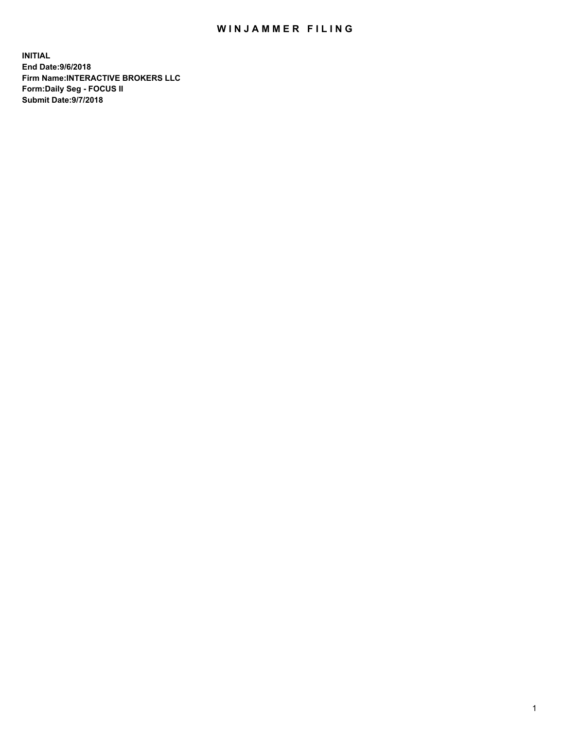# WINJAMMER FILING

**INITIAL**
**End Date:9/6/2018**
**Firm Name:INTERACTIVE BROKERS LLC**
**Form:Daily Seg - FOCUS II**
**Submit Date:9/7/2018**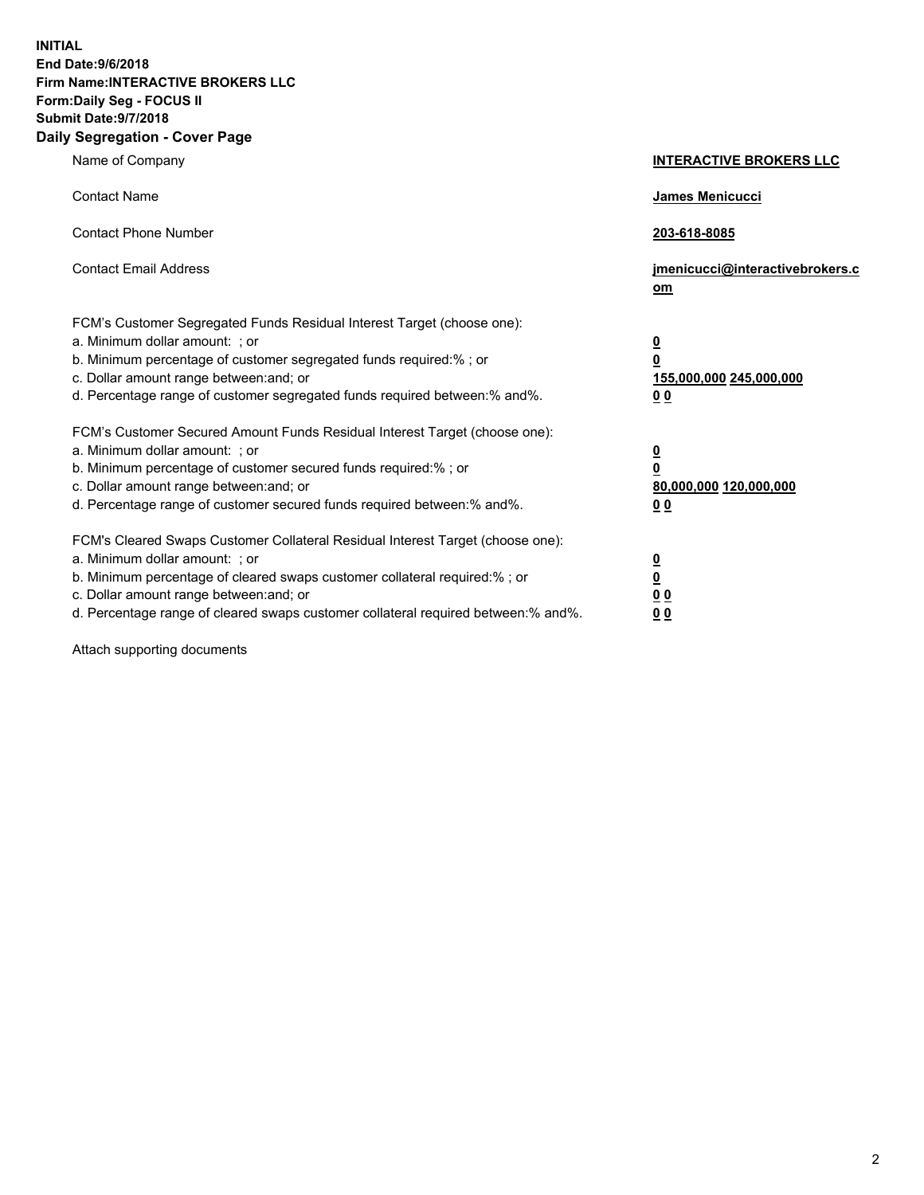**INITIAL**
**End Date:9/6/2018**
**Firm Name:INTERACTIVE BROKERS LLC**
**Form:Daily Seg - FOCUS II**
**Submit Date:9/7/2018**

## Daily Segregation - Cover Page

| | |
|---|---|
| Name of Company | **INTERACTIVE BROKERS LLC** |
| Contact Name | **James Menicucci** |
| Contact Phone Number | **203-618-8085** |
| Contact Email Address | **jmenicucci@interactivebrokers.com** |
| FCM's Customer Segregated Funds Residual Interest Target (choose one): | |
| a. Minimum dollar amount: ; or | **0** |
| b. Minimum percentage of customer segregated funds required:% ; or | **0** |
| c. Dollar amount range between:and; or | **155,000,000 245,000,000** |
| d. Percentage range of customer segregated funds required between:% and%. | **0 0** |
| FCM's Customer Secured Amount Funds Residual Interest Target (choose one): | |
| a. Minimum dollar amount: ; or | **0** |
| b. Minimum percentage of customer secured funds required:% ; or | **0** |
| c. Dollar amount range between:and; or | **80,000,000 120,000,000** |
| d. Percentage range of customer secured funds required between:% and%. | **0 0** |
| FCM's Cleared Swaps Customer Collateral Residual Interest Target (choose one): | |
| a. Minimum dollar amount: ; or | **0** |
| b. Minimum percentage of cleared swaps customer collateral required:% ; or | **0** |
| c. Dollar amount range between:and; or | **0 0** |
| d. Percentage range of cleared swaps customer collateral required between:% and%. | **0 0** |

Attach supporting documents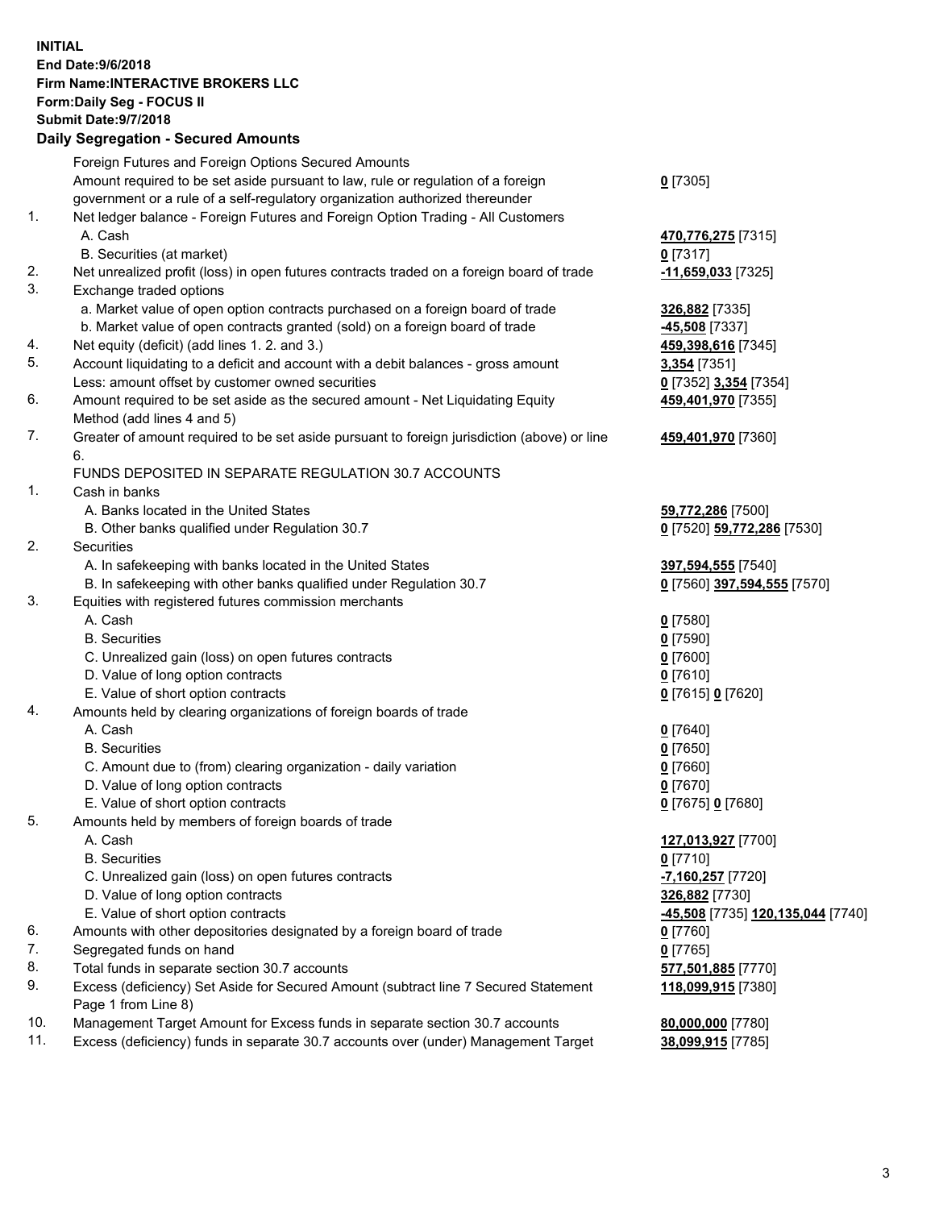**INITIAL**
**End Date:9/6/2018**
**Firm Name:INTERACTIVE BROKERS LLC**
**Form:Daily Seg - FOCUS II**
**Submit Date:9/7/2018**

## Daily Segregation - Secured Amounts

| | | |
|---|---|---|
| | Foreign Futures and Foreign Options Secured Amounts | |
| | Amount required to be set aside pursuant to law, rule or regulation of a foreign government or a rule of a self-regulatory organization authorized thereunder | **0** [7305] |
| 1. | Net ledger balance - Foreign Futures and Foreign Option Trading - All Customers | |
| | A. Cash | **470,776,275** [7315] |
| | B. Securities (at market) | **0** [7317] |
| 2. | Net unrealized profit (loss) in open futures contracts traded on a foreign board of trade | **-11,659,033** [7325] |
| 3. | Exchange traded options | |
| | a. Market value of open option contracts purchased on a foreign board of trade | **326,882** [7335] |
| | b. Market value of open contracts granted (sold) on a foreign board of trade | **-45,508** [7337] |
| 4. | Net equity (deficit) (add lines 1. 2. and 3.) | **459,398,616** [7345] |
| 5. | Account liquidating to a deficit and account with a debit balances - gross amount | **3,354** [7351] |
| | Less: amount offset by customer owned securities | **0** [7352] **3,354** [7354] |
| 6. | Amount required to be set aside as the secured amount - Net Liquidating Equity Method (add lines 4 and 5) | **459,401,970** [7355] |
| 7. | Greater of amount required to be set aside pursuant to foreign jurisdiction (above) or line 6. | **459,401,970** [7360] |
| | FUNDS DEPOSITED IN SEPARATE REGULATION 30.7 ACCOUNTS | |
| 1. | Cash in banks | |
| | A. Banks located in the United States | **59,772,286** [7500] |
| | B. Other banks qualified under Regulation 30.7 | **0** [7520] **59,772,286** [7530] |
| 2. | Securities | |
| | A. In safekeeping with banks located in the United States | **397,594,555** [7540] |
| | B. In safekeeping with other banks qualified under Regulation 30.7 | **0** [7560] **397,594,555** [7570] |
| 3. | Equities with registered futures commission merchants | |
| | A. Cash | **0** [7580] |
| | B. Securities | **0** [7590] |
| | C. Unrealized gain (loss) on open futures contracts | **0** [7600] |
| | D. Value of long option contracts | **0** [7610] |
| | E. Value of short option contracts | **0** [7615] **0** [7620] |
| 4. | Amounts held by clearing organizations of foreign boards of trade | |
| | A. Cash | **0** [7640] |
| | B. Securities | **0** [7650] |
| | C. Amount due to (from) clearing organization - daily variation | **0** [7660] |
| | D. Value of long option contracts | **0** [7670] |
| | E. Value of short option contracts | **0** [7675] **0** [7680] |
| 5. | Amounts held by members of foreign boards of trade | |
| | A. Cash | **127,013,927** [7700] |
| | B. Securities | **0** [7710] |
| | C. Unrealized gain (loss) on open futures contracts | **-7,160,257** [7720] |
| | D. Value of long option contracts | **326,882** [7730] |
| | E. Value of short option contracts | **-45,508** [7735] **120,135,044** [7740] |
| 6. | Amounts with other depositories designated by a foreign board of trade | **0** [7760] |
| 7. | Segregated funds on hand | **0** [7765] |
| 8. | Total funds in separate section 30.7 accounts | **577,501,885** [7770] |
| 9. | Excess (deficiency) Set Aside for Secured Amount (subtract line 7 Secured Statement Page 1 from Line 8) | **118,099,915** [7380] |
| 10. | Management Target Amount for Excess funds in separate section 30.7 accounts | **80,000,000** [7780] |
| 11. | Excess (deficiency) funds in separate 30.7 accounts over (under) Management Target | **38,099,915** [7785] |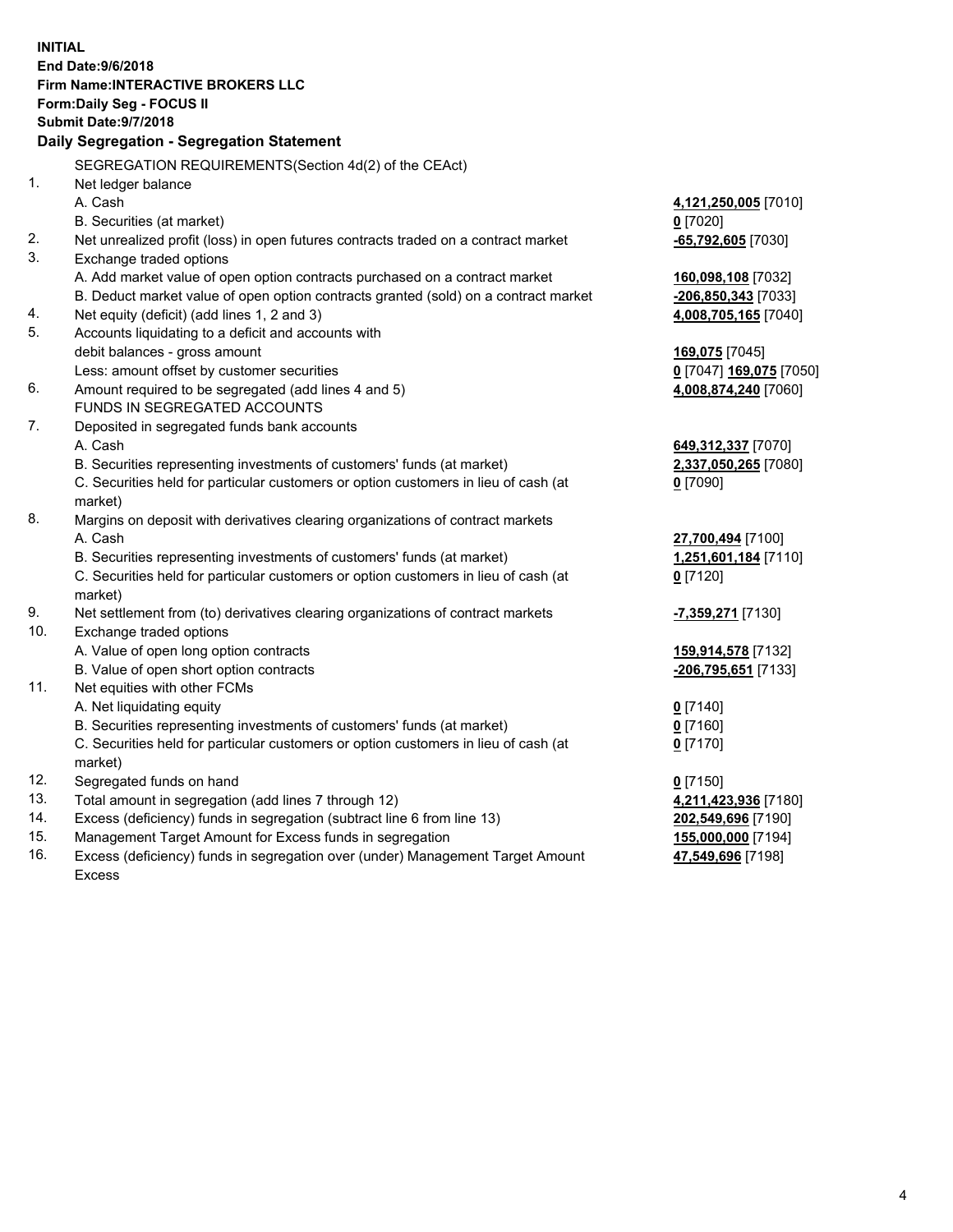**INITIAL**
**End Date:9/6/2018**
**Firm Name:INTERACTIVE BROKERS LLC**
**Form:Daily Seg - FOCUS II**
**Submit Date:9/7/2018**

**Daily Segregation - Segregation Statement**

| | | |
|---|---|---|
| | SEGREGATION REQUIREMENTS(Section 4d(2) of the CEAct) | |
| 1. | Net ledger balance | |
| | A. Cash | **4,121,250,005** [7010] |
| | B. Securities (at market) | **0** [7020] |
| 2. | Net unrealized profit (loss) in open futures contracts traded on a contract market | **-65,792,605** [7030] |
| 3. | Exchange traded options | |
| | A. Add market value of open option contracts purchased on a contract market | **160,098,108** [7032] |
| | B. Deduct market value of open option contracts granted (sold) on a contract market | **-206,850,343** [7033] |
| 4. | Net equity (deficit) (add lines 1, 2 and 3) | **4,008,705,165** [7040] |
| 5. | Accounts liquidating to a deficit and accounts with debit balances - gross amount | **169,075** [7045] |
| | Less: amount offset by customer securities | **0** [7047] **169,075** [7050] |
| 6. | Amount required to be segregated (add lines 4 and 5) | **4,008,874,240** [7060] |
| | FUNDS IN SEGREGATED ACCOUNTS | |
| 7. | Deposited in segregated funds bank accounts | |
| | A. Cash | **649,312,337** [7070] |
| | B. Securities representing investments of customers' funds (at market) | **2,337,050,265** [7080] |
| | C. Securities held for particular customers or option customers in lieu of cash (at market) | **0** [7090] |
| 8. | Margins on deposit with derivatives clearing organizations of contract markets | |
| | A. Cash | **27,700,494** [7100] |
| | B. Securities representing investments of customers' funds (at market) | **1,251,601,184** [7110] |
| | C. Securities held for particular customers or option customers in lieu of cash (at market) | **0** [7120] |
| 9. | Net settlement from (to) derivatives clearing organizations of contract markets | **-7,359,271** [7130] |
| 10. | Exchange traded options | |
| | A. Value of open long option contracts | **159,914,578** [7132] |
| | B. Value of open short option contracts | **-206,795,651** [7133] |
| 11. | Net equities with other FCMs | |
| | A. Net liquidating equity | **0** [7140] |
| | B. Securities representing investments of customers' funds (at market) | **0** [7160] |
| | C. Securities held for particular customers or option customers in lieu of cash (at market) | **0** [7170] |
| 12. | Segregated funds on hand | **0** [7150] |
| 13. | Total amount in segregation (add lines 7 through 12) | **4,211,423,936** [7180] |
| 14. | Excess (deficiency) funds in segregation (subtract line 6 from line 13) | **202,549,696** [7190] |
| 15. | Management Target Amount for Excess funds in segregation | **155,000,000** [7194] |
| 16. | Excess (deficiency) funds in segregation over (under) Management Target Amount Excess | **47,549,696** [7198] |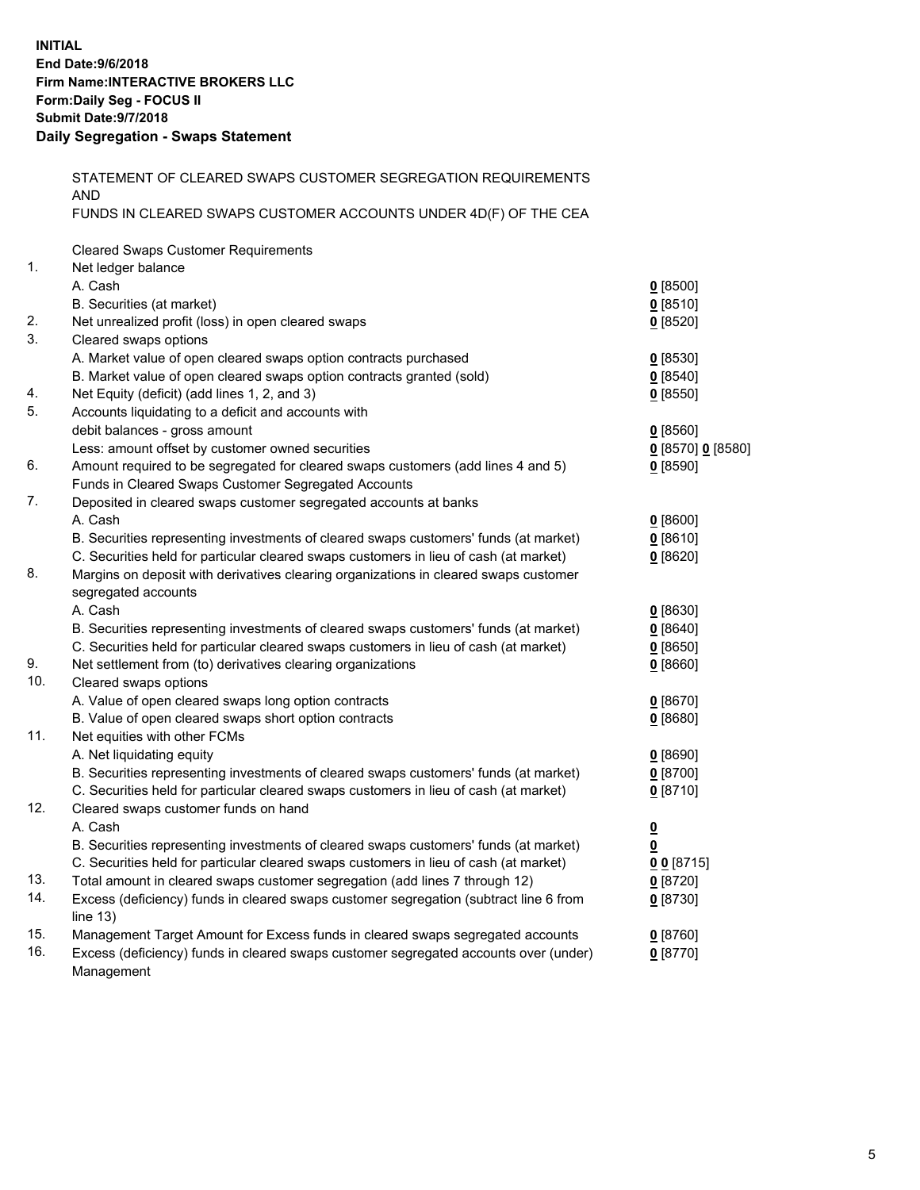**INITIAL**
**End Date:9/6/2018**
**Firm Name:INTERACTIVE BROKERS LLC**
**Form:Daily Seg - FOCUS II**
**Submit Date:9/7/2018**
**Daily Segregation - Swaps Statement**

STATEMENT OF CLEARED SWAPS CUSTOMER SEGREGATION REQUIREMENTS
AND
FUNDS IN CLEARED SWAPS CUSTOMER ACCOUNTS UNDER 4D(F) OF THE CEA

| | | |
|---|---|---|
| | Cleared Swaps Customer Requirements | |
| 1. | Net ledger balance | |
| | A. Cash | 0 [8500] |
| | B. Securities (at market) | 0 [8510] |
| 2. | Net unrealized profit (loss) in open cleared swaps | 0 [8520] |
| 3. | Cleared swaps options | |
| | A. Market value of open cleared swaps option contracts purchased | 0 [8530] |
| | B. Market value of open cleared swaps option contracts granted (sold) | 0 [8540] |
| 4. | Net Equity (deficit) (add lines 1, 2, and 3) | 0 [8550] |
| 5. | Accounts liquidating to a deficit and accounts with | |
| | debit balances - gross amount | 0 [8560] |
| | Less: amount offset by customer owned securities | 0 [8570] 0 [8580] |
| 6. | Amount required to be segregated for cleared swaps customers (add lines 4 and 5) | 0 [8590] |
| | Funds in Cleared Swaps Customer Segregated Accounts | |
| 7. | Deposited in cleared swaps customer segregated accounts at banks | |
| | A. Cash | 0 [8600] |
| | B. Securities representing investments of cleared swaps customers' funds (at market) | 0 [8610] |
| | C. Securities held for particular cleared swaps customers in lieu of cash (at market) | 0 [8620] |
| 8. | Margins on deposit with derivatives clearing organizations in cleared swaps customer segregated accounts | |
| | A. Cash | 0 [8630] |
| | B. Securities representing investments of cleared swaps customers' funds (at market) | 0 [8640] |
| | C. Securities held for particular cleared swaps customers in lieu of cash (at market) | 0 [8650] |
| 9. | Net settlement from (to) derivatives clearing organizations | 0 [8660] |
| 10. | Cleared swaps options | |
| | A. Value of open cleared swaps long option contracts | 0 [8670] |
| | B. Value of open cleared swaps short option contracts | 0 [8680] |
| 11. | Net equities with other FCMs | |
| | A. Net liquidating equity | 0 [8690] |
| | B. Securities representing investments of cleared swaps customers' funds (at market) | 0 [8700] |
| | C. Securities held for particular cleared swaps customers in lieu of cash (at market) | 0 [8710] |
| 12. | Cleared swaps customer funds on hand | |
| | A. Cash | 0 |
| | B. Securities representing investments of cleared swaps customers' funds (at market) | 0 |
| | C. Securities held for particular cleared swaps customers in lieu of cash (at market) | 0 0 [8715] |
| 13. | Total amount in cleared swaps customer segregation (add lines 7 through 12) | 0 [8720] |
| 14. | Excess (deficiency) funds in cleared swaps customer segregation (subtract line 6 from line 13) | 0 [8730] |
| 15. | Management Target Amount for Excess funds in cleared swaps segregated accounts | 0 [8760] |
| 16. | Excess (deficiency) funds in cleared swaps customer segregated accounts over (under) Management | 0 [8770] |